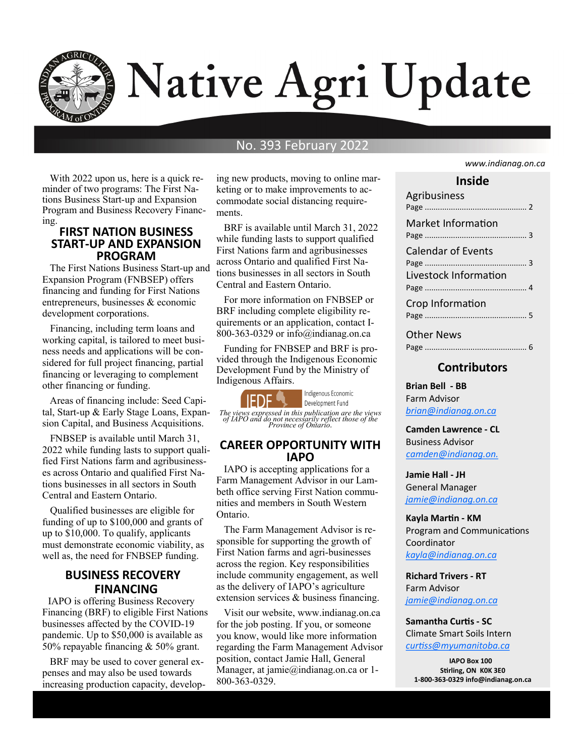# Native Agri Update

No. 393 February 2022

www.indianag.on.ca

With 2022 upon us, here is a quick reminder of two programs: The First Nations Business Start-up and Expansion Program and Business Recovery Financing.

## FIRST NATION BUSINESS START-UP AND EXPANSION PROGRAM

The First Nations Business Start-up and Expansion Program (FNBSEP) offers financing and funding for First Nations entrepreneurs, businesses & economic development corporations.

Financing, including term loans and working capital, is tailored to meet business needs and applications will be considered for full project financing, partial financing or leveraging to complement other financing or funding.

Areas of financing include: Seed Capital, Start-up & Early Stage Loans, Expansion Capital, and Business Acquisitions.

FNBSEP is available until March 31, 2022 while funding lasts to support qualified First Nations farm and agribusinesses across Ontario and qualified First Nations businesses in all sectors in South Central and Eastern Ontario.

Qualified businesses are eligible for funding of up to $100,000 and grants of up to $10,000. To qualify, applicants must demonstrate economic viability, as well as, the need for FNBSEP funding.

## BUSINESS RECOVERY FINANCING

IAPO is offering Business Recovery Financing (BRF) to eligible First Nations businesses affected by the COVID-19 pandemic. Up to $50,000 is available as 50% repayable financing & 50% grant.

BRF may be used to cover general expenses and may also be used towards increasing production capacity, developing new products, moving to online marketing or to make improvements to accommodate social distancing requirements.

BRF is available until March 31, 2022 while funding lasts to support qualified First Nations farm and agribusinesses across Ontario and qualified First Nations businesses in all sectors in South Central and Eastern Ontario.

For more information on FNBSEP or BRF including complete eligibility requirements or an application, contact I-800-363-0329 or info@indianag.on.ca

Funding for FNBSEP and BRF is provided through the Indigenous Economic Development Fund by the Ministry of Indigenous Affairs.

IEDF Indigenous Economic Development Fund

*The views expressed in this publication are the views of IAPO and do not necessarily reflect those of the Province of Ontario.*

## CAREER OPPORTUNITY WITH IAPO

IAPO is accepting applications for a Farm Management Advisor in our Lambeth office serving First Nation communities and members in South Western Ontario.

The Farm Management Advisor is responsible for supporting the growth of First Nation farms and agri-businesses across the region. Key responsibilities include community engagement, as well as the delivery of IAPO's agriculture extension services & business financing.

Visit our website, www.indianag.on.ca for the job posting. If you, or someone you know, would like more information regarding the Farm Management Advisor position, contact Jamie Hall, General Manager, at jamie@indianag.on.ca or 1-800-363-0329.

## Inside

- Agribusiness — Page 2
- Market Information — Page 3
- Calendar of Events — Page 3
- Livestock Information — Page 4
- Crop Information — Page 5
- Other News — Page 6

## Contributors

**Brian Bell - BB**
Farm Advisor
brian@indianag.on.ca

**Camden Lawrence - CL**
Business Advisor
camden@indianag.on.

**Jamie Hall - JH**
General Manager
jamie@indianag.on.ca

**Kayla Martin - KM**
Program and Communications Coordinator
kayla@indianag.on.ca

**Richard Trivers - RT**
Farm Advisor
jamie@indianag.on.ca

**Samantha Curtis - SC**
Climate Smart Soils Intern
curtiss@myumanitoba.ca

**IAPO Box 100**
**Stirling, ON K0K 3E0**
**1-800-363-0329 info@indianag.on.ca**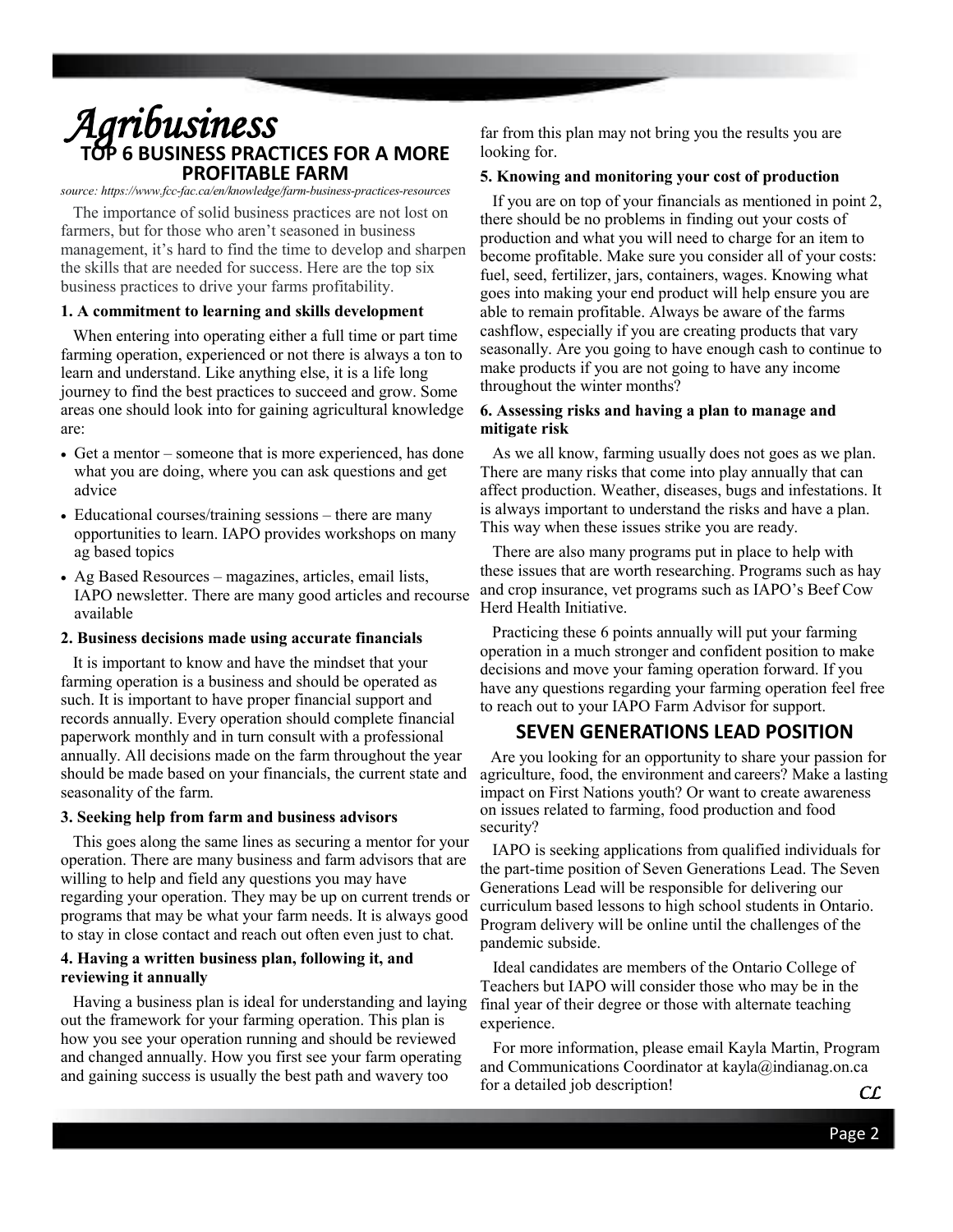# *Agribusiness*

## TOP 6 BUSINESS PRACTICES FOR A MORE PROFITABLE FARM

*source: https://www.fcc-fac.ca/en/knowledge/farm-business-practices-resources*

The importance of solid business practices are not lost on farmers, but for those who aren't seasoned in business management, it's hard to find the time to develop and sharpen the skills that are needed for success. Here are the top six business practices to drive your farms profitability.

**1. A commitment to learning and skills development**

When entering into operating either a full time or part time farming operation, experienced or not there is always a ton to learn and understand. Like anything else, it is a life long journey to find the best practices to succeed and grow. Some areas one should look into for gaining agricultural knowledge are:

- Get a mentor – someone that is more experienced, has done what you are doing, where you can ask questions and get advice
- Educational courses/training sessions – there are many opportunities to learn. IAPO provides workshops on many ag based topics
- Ag Based Resources – magazines, articles, email lists, IAPO newsletter. There are many good articles and recourse available

**2. Business decisions made using accurate financials**

It is important to know and have the mindset that your farming operation is a business and should be operated as such. It is important to have proper financial support and records annually. Every operation should complete financial paperwork monthly and in turn consult with a professional annually. All decisions made on the farm throughout the year should be made based on your financials, the current state and seasonality of the farm.

**3. Seeking help from farm and business advisors**

This goes along the same lines as securing a mentor for your operation. There are many business and farm advisors that are willing to help and field any questions you may have regarding your operation. They may be up on current trends or programs that may be what your farm needs. It is always good to stay in close contact and reach out often even just to chat.

**4. Having a written business plan, following it, and reviewing it annually**

Having a business plan is ideal for understanding and laying out the framework for your farming operation. This plan is how you see your operation running and should be reviewed and changed annually. How you first see your farm operating and gaining success is usually the best path and wavery too far from this plan may not bring you the results you are looking for.

**5. Knowing and monitoring your cost of production**

If you are on top of your financials as mentioned in point 2, there should be no problems in finding out your costs of production and what you will need to charge for an item to become profitable. Make sure you consider all of your costs: fuel, seed, fertilizer, jars, containers, wages. Knowing what goes into making your end product will help ensure you are able to remain profitable. Always be aware of the farms cashflow, especially if you are creating products that vary seasonally. Are you going to have enough cash to continue to make products if you are not going to have any income throughout the winter months?

**6. Assessing risks and having a plan to manage and mitigate risk**

As we all know, farming usually does not goes as we plan. There are many risks that come into play annually that can affect production. Weather, diseases, bugs and infestations. It is always important to understand the risks and have a plan. This way when these issues strike you are ready.

There are also many programs put in place to help with these issues that are worth researching. Programs such as hay and crop insurance, vet programs such as IAPO's Beef Cow Herd Health Initiative.

Practicing these 6 points annually will put your farming operation in a much stronger and confident position to make decisions and move your faming operation forward. If you have any questions regarding your farming operation feel free to reach out to your IAPO Farm Advisor for support.

## SEVEN GENERATIONS LEAD POSITION

Are you looking for an opportunity to share your passion for agriculture, food, the environment and careers? Make a lasting impact on First Nations youth? Or want to create awareness on issues related to farming, food production and food security?

IAPO is seeking applications from qualified individuals for the part-time position of Seven Generations Lead. The Seven Generations Lead will be responsible for delivering our curriculum based lessons to high school students in Ontario. Program delivery will be online until the challenges of the pandemic subside.

Ideal candidates are members of the Ontario College of Teachers but IAPO will consider those who may be in the final year of their degree or those with alternate teaching experience.

For more information, please email Kayla Martin, Program and Communications Coordinator at kayla@indianag.on.ca for a detailed job description!

*CL*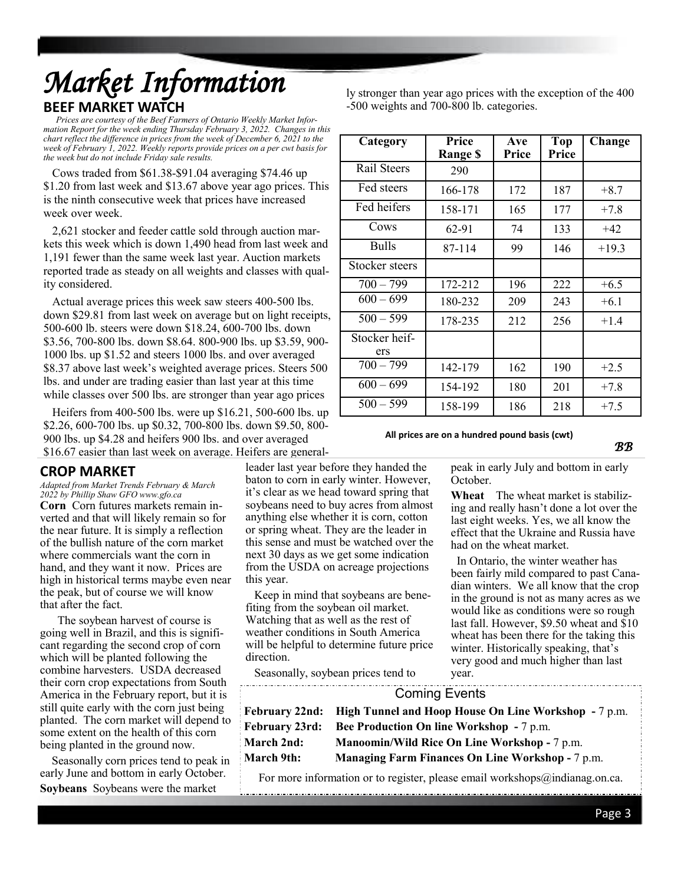# Market Information

## BEEF MARKET WATCH

*Prices are courtesy of the Beef Farmers of Ontario Weekly Market Information Report for the week ending Thursday February 3, 2022. Changes in this chart reflect the difference in prices from the week of December 6, 2021 to the week of February 1, 2022. Weekly reports provide prices on a per cwt basis for the week but do not include Friday sale results.*

Cows traded from $61.38-$91.04 averaging $74.46 up $1.20 from last week and $13.67 above year ago prices. This is the ninth consecutive week that prices have increased week over week.

2,621 stocker and feeder cattle sold through auction markets this week which is down 1,490 head from last week and 1,191 fewer than the same week last year. Auction markets reported trade as steady on all weights and classes with quality considered.

Actual average prices this week saw steers 400-500 lbs. down $29.81 from last week on average but on light receipts, 500-600 lb. steers were down $18.24, 600-700 lbs. down $3.56, 700-800 lbs. down $8.64. 800-900 lbs. up $3.59, 900-1000 lbs. up $1.52 and steers 1000 lbs. and over averaged $8.37 above last week's weighted average prices. Steers 500 lbs. and under are trading easier than last year at this time while classes over 500 lbs. are stronger than year ago prices

Heifers from 400-500 lbs. were up $16.21, 500-600 lbs. up $2.26, 600-700 lbs. up $0.32, 700-800 lbs. down $9.50, 800-900 lbs. up $4.28 and heifers 900 lbs. and over averaged $16.67 easier than last week on average. Heifers are generally stronger than year ago prices with the exception of the 400-500 weights and 700-800 lb. categories.

| Category | Price Range $ | Ave Price | Top Price | Change |
|---|---|---|---|---|
| Rail Steers | 290 | | | |
| Fed steers | 166-178 | 172 | 187 | +8.7 |
| Fed heifers | 158-171 | 165 | 177 | +7.8 |
| Cows | 62-91 | 74 | 133 | +42 |
| Bulls | 87-114 | 99 | 146 | +19.3 |
| Stocker steers | | | | |
| 700 – 799 | 172-212 | 196 | 222 | +6.5 |
| 600 – 699 | 180-232 | 209 | 243 | +6.1 |
| 500 – 599 | 178-235 | 212 | 256 | +1.4 |
| Stocker heifers | | | | |
| 700 – 799 | 142-179 | 162 | 190 | +2.5 |
| 600 – 699 | 154-192 | 180 | 201 | +7.8 |
| 500 – 599 | 158-199 | 186 | 218 | +7.5 |

**All prices are on a hundred pound basis (cwt)**

*BB*

## CROP MARKET

*Adapted from Market Trends February & March 2022 by Phillip Shaw GFO www.gfo.ca*

**Corn** Corn futures markets remain inverted and that will likely remain so for the near future. It is simply a reflection of the bullish nature of the corn market where commercials want the corn in hand, and they want it now. Prices are high in historical terms maybe even near the peak, but of course we will know that after the fact.

The soybean harvest of course is going well in Brazil, and this is significant regarding the second crop of corn which will be planted following the combine harvesters. USDA decreased their corn crop expectations from South America in the February report, but it is still quite early with the corn just being planted. The corn market will depend to some extent on the health of this corn being planted in the ground now.

Seasonally corn prices tend to peak in early June and bottom in early October.

**Soybeans** Soybeans were the market leader last year before they handed the baton to corn in early winter. However, it's clear as we head toward spring that soybeans need to buy acres from almost anything else whether it is corn, cotton or spring wheat. They are the leader in this sense and must be watched over the next 30 days as we get some indication from the USDA on acreage projections this year.

Keep in mind that soybeans are benefiting from the soybean oil market. Watching that as well as the rest of weather conditions in South America will be helpful to determine future price direction.

Seasonally, soybean prices tend to peak in early July and bottom in early October.

**Wheat** The wheat market is stabilizing and really hasn't done a lot over the last eight weeks. Yes, we all know the effect that the Ukraine and Russia have had on the wheat market.

In Ontario, the winter weather has been fairly mild compared to past Canadian winters. We all know that the crop in the ground is not as many acres as we would like as conditions were so rough last fall. However, $9.50 wheat and $10 wheat has been there for the taking this winter. Historically speaking, that's very good and much higher than last year.

### Coming Events

**February 22nd:** **High Tunnel and Hoop House On Line Workshop -** 7 p.m.
**February 23rd:** **Bee Production On line Workshop -** 7 p.m.
**March 2nd:** **Manoomin/Wild Rice On Line Workshop -** 7 p.m.
**March 9th:** **Managing Farm Finances On Line Workshop -** 7 p.m.

For more information or to register, please email workshops@indianag.on.ca.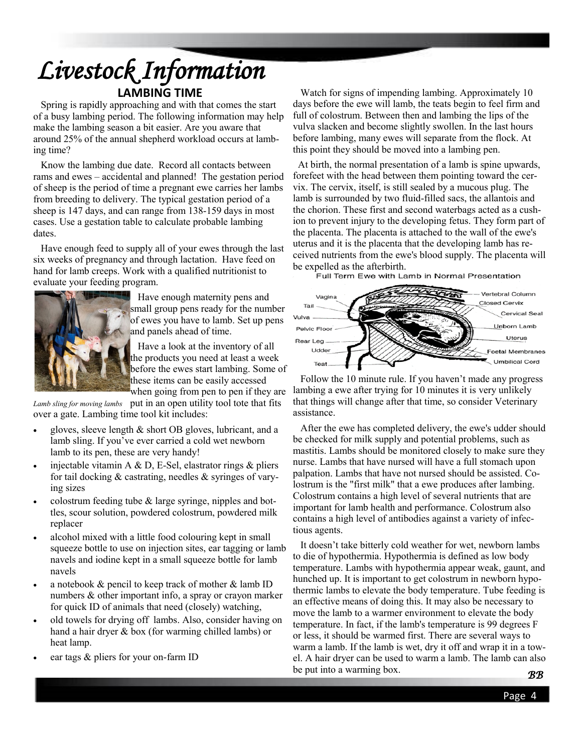# Livestock Information

## LAMBING TIME

Spring is rapidly approaching and with that comes the start of a busy lambing period. The following information may help make the lambing season a bit easier. Are you aware that around 25% of the annual shepherd workload occurs at lambing time?

Know the lambing due date. Record all contacts between rams and ewes – accidental and planned! The gestation period of sheep is the period of time a pregnant ewe carries her lambs from breeding to delivery. The typical gestation period of a sheep is 147 days, and can range from 138-159 days in most cases. Use a gestation table to calculate probable lambing dates.

Have enough feed to supply all of your ewes through the last six weeks of pregnancy and through lactation. Have feed on hand for lamb creeps. Work with a qualified nutritionist to evaluate your feeding program.

Have enough maternity pens and small group pens ready for the number of ewes you have to lamb. Set up pens and panels ahead of time.

Have a look at the inventory of all the products you need at least a week before the ewes start lambing. Some of these items can be easily accessed when going from pen to pen if they are put in an open utility tool tote that fits over a gate. Lambing time tool kit includes:

*Lamb sling for moving lambs*

- gloves, sleeve length & short OB gloves, lubricant, and a lamb sling. If you've ever carried a cold wet newborn lamb to its pen, these are very handy!
- injectable vitamin A & D, E-Sel, elastrator rings & pliers for tail docking & castrating, needles & syringes of varying sizes
- colostrum feeding tube & large syringe, nipples and bottles, scour solution, powdered colostrum, powdered milk replacer
- alcohol mixed with a little food colouring kept in small squeeze bottle to use on injection sites, ear tagging or lamb navels and iodine kept in a small squeeze bottle for lamb navels
- a notebook & pencil to keep track of mother & lamb ID numbers & other important info, a spray or crayon marker for quick ID of animals that need (closely) watching,
- old towels for drying off lambs. Also, consider having on hand a hair dryer & box (for warming chilled lambs) or heat lamp.
- ear tags & pliers for your on-farm ID

Watch for signs of impending lambing. Approximately 10 days before the ewe will lamb, the teats begin to feel firm and full of colostrum. Between then and lambing the lips of the vulva slacken and become slightly swollen. In the last hours before lambing, many ewes will separate from the flock. At this point they should be moved into a lambing pen.

At birth, the normal presentation of a lamb is spine upwards, forefeet with the head between them pointing toward the cervix. The cervix, itself, is still sealed by a mucous plug. The lamb is surrounded by two fluid-filled sacs, the allantois and the chorion. These first and second waterbags acted as a cushion to prevent injury to the developing fetus. They form part of the placenta. The placenta is attached to the wall of the ewe's uterus and it is the placenta that the developing lamb has received nutrients from the ewe's blood supply. The placenta will be expelled as the afterbirth.

Full Term Ewe with Lamb in Normal Presentation

Vagina, Tail, Vulva, Pelvic Floor, Rear Leg, Udder, Teat, Vertebral Column, Closed Cervix, Cervical Seal, Unborn Lamb, Uterus, Foetal Membranes, Umbilical Cord

Follow the 10 minute rule. If you haven't made any progress lambing a ewe after trying for 10 minutes it is very unlikely that things will change after that time, so consider Veterinary assistance.

After the ewe has completed delivery, the ewe's udder should be checked for milk supply and potential problems, such as mastitis. Lambs should be monitored closely to make sure they nurse. Lambs that have nursed will have a full stomach upon palpation. Lambs that have not nursed should be assisted. Colostrum is the "first milk" that a ewe produces after lambing. Colostrum contains a high level of several nutrients that are important for lamb health and performance. Colostrum also contains a high level of antibodies against a variety of infectious agents.

It doesn't take bitterly cold weather for wet, newborn lambs to die of hypothermia. Hypothermia is defined as low body temperature. Lambs with hypothermia appear weak, gaunt, and hunched up. It is important to get colostrum in newborn hypothermic lambs to elevate the body temperature. Tube feeding is an effective means of doing this. It may also be necessary to move the lamb to a warmer environment to elevate the body temperature. In fact, if the lamb's temperature is 99 degrees F or less, it should be warmed first. There are several ways to warm a lamb. If the lamb is wet, dry it off and wrap it in a towel. A hair dryer can be used to warm a lamb. The lamb can also be put into a warming box.

*BB*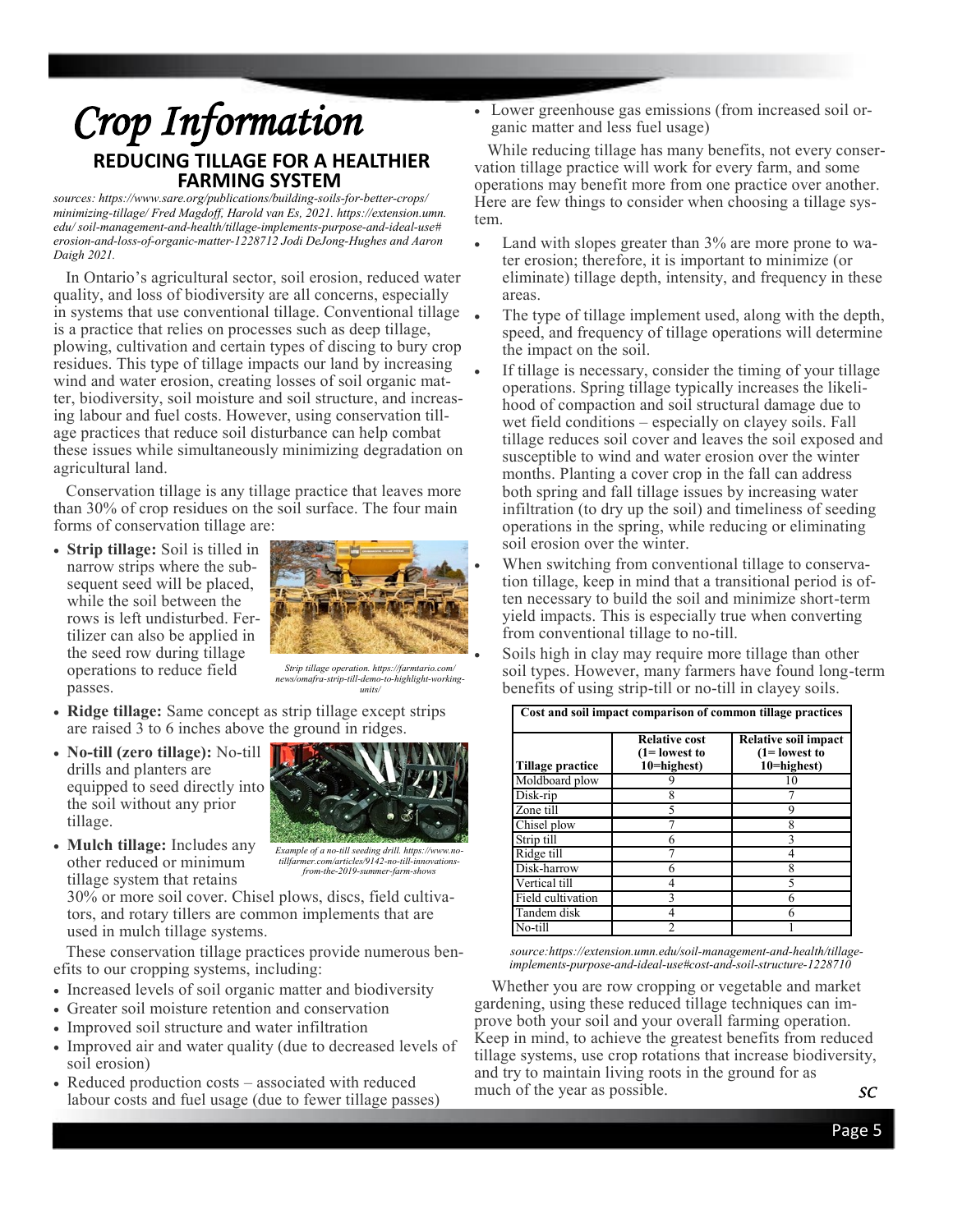# Crop Information

## REDUCING TILLAGE FOR A HEALTHIER FARMING SYSTEM

*sources: https://www.sare.org/publications/building-soils-for-better-crops/minimizing-tillage/ Fred Magdoff, Harold van Es, 2021. https://extension.umn.edu/soil-management-and-health/tillage-implements-purpose-and-ideal-use#erosion-and-loss-of-organic-matter-1228712 Jodi DeJong-Hughes and Aaron Daigh 2021.*

In Ontario's agricultural sector, soil erosion, reduced water quality, and loss of biodiversity are all concerns, especially in systems that use conventional tillage. Conventional tillage is a practice that relies on processes such as deep tillage, plowing, cultivation and certain types of discing to bury crop residues. This type of tillage impacts our land by increasing wind and water erosion, creating losses of soil organic matter, biodiversity, soil moisture and soil structure, and increasing labour and fuel costs. However, using conservation tillage practices that reduce soil disturbance can help combat these issues while simultaneously minimizing degradation on agricultural land.

Conservation tillage is any tillage practice that leaves more than 30% of crop residues on the soil surface. The four main forms of conservation tillage are:

- **Strip tillage:** Soil is tilled in narrow strips where the subsequent seed will be placed, while the soil between the rows is left undisturbed. Fertilizer can also be applied in the seed row during tillage operations to reduce field passes.

*Strip tillage operation. https://farmtario.com/news/omafra-strip-till-demo-to-highlight-working-units/*

- **Ridge tillage:** Same concept as strip tillage except strips are raised 3 to 6 inches above the ground in ridges.
- **No-till (zero tillage):** No-till drills and planters are equipped to seed directly into the soil without any prior tillage.

*Example of a no-till seeding drill. https://www.no-tillfarmer.com/articles/9142-no-till-innovations-from-the-2019-summer-farm-shows*

- **Mulch tillage:** Includes any other reduced or minimum tillage system that retains 30% or more soil cover. Chisel plows, discs, field cultivators, and rotary tillers are common implements that are used in mulch tillage systems.

These conservation tillage practices provide numerous benefits to our cropping systems, including:

- Increased levels of soil organic matter and biodiversity
- Greater soil moisture retention and conservation
- Improved soil structure and water infiltration
- Improved air and water quality (due to decreased levels of soil erosion)
- Reduced production costs – associated with reduced labour costs and fuel usage (due to fewer tillage passes)
- Lower greenhouse gas emissions (from increased soil organic matter and less fuel usage)

While reducing tillage has many benefits, not every conservation tillage practice will work for every farm, and some operations may benefit more from one practice over another. Here are few things to consider when choosing a tillage system.

- Land with slopes greater than 3% are more prone to water erosion; therefore, it is important to minimize (or eliminate) tillage depth, intensity, and frequency in these areas.
- The type of tillage implement used, along with the depth, speed, and frequency of tillage operations will determine the impact on the soil.
- If tillage is necessary, consider the timing of your tillage operations. Spring tillage typically increases the likelihood of compaction and soil structural damage due to wet field conditions – especially on clayey soils. Fall tillage reduces soil cover and leaves the soil exposed and susceptible to wind and water erosion over the winter months. Planting a cover crop in the fall can address both spring and fall tillage issues by increasing water infiltration (to dry up the soil) and timeliness of seeding operations in the spring, while reducing or eliminating soil erosion over the winter.
- When switching from conventional tillage to conservation tillage, keep in mind that a transitional period is often necessary to build the soil and minimize short-term yield impacts. This is especially true when converting from conventional tillage to no-till.
- Soils high in clay may require more tillage than other soil types. However, many farmers have found long-term benefits of using strip-till or no-till in clayey soils.

**Cost and soil impact comparison of common tillage practices**

| Tillage practice | Relative cost (1= lowest to 10=highest) | Relative soil impact (1= lowest to 10=highest) |
|---|---|---|
| Moldboard plow | 9 | 10 |
| Disk-rip | 8 | 7 |
| Zone till | 5 | 9 |
| Chisel plow | 7 | 8 |
| Strip till | 6 | 3 |
| Ridge till | 7 | 4 |
| Disk-harrow | 6 | 8 |
| Vertical till | 4 | 5 |
| Field cultivation | 3 | 6 |
| Tandem disk | 4 | 6 |
| No-till | 2 | 1 |

*source:https://extension.umn.edu/soil-management-and-health/tillage-implements-purpose-and-ideal-use#cost-and-soil-structure-1228710*

Whether you are row cropping or vegetable and market gardening, using these reduced tillage techniques can improve both your soil and your overall farming operation. Keep in mind, to achieve the greatest benefits from reduced tillage systems, use crop rotations that increase biodiversity, and try to maintain living roots in the ground for as much of the year as possible.

*SC*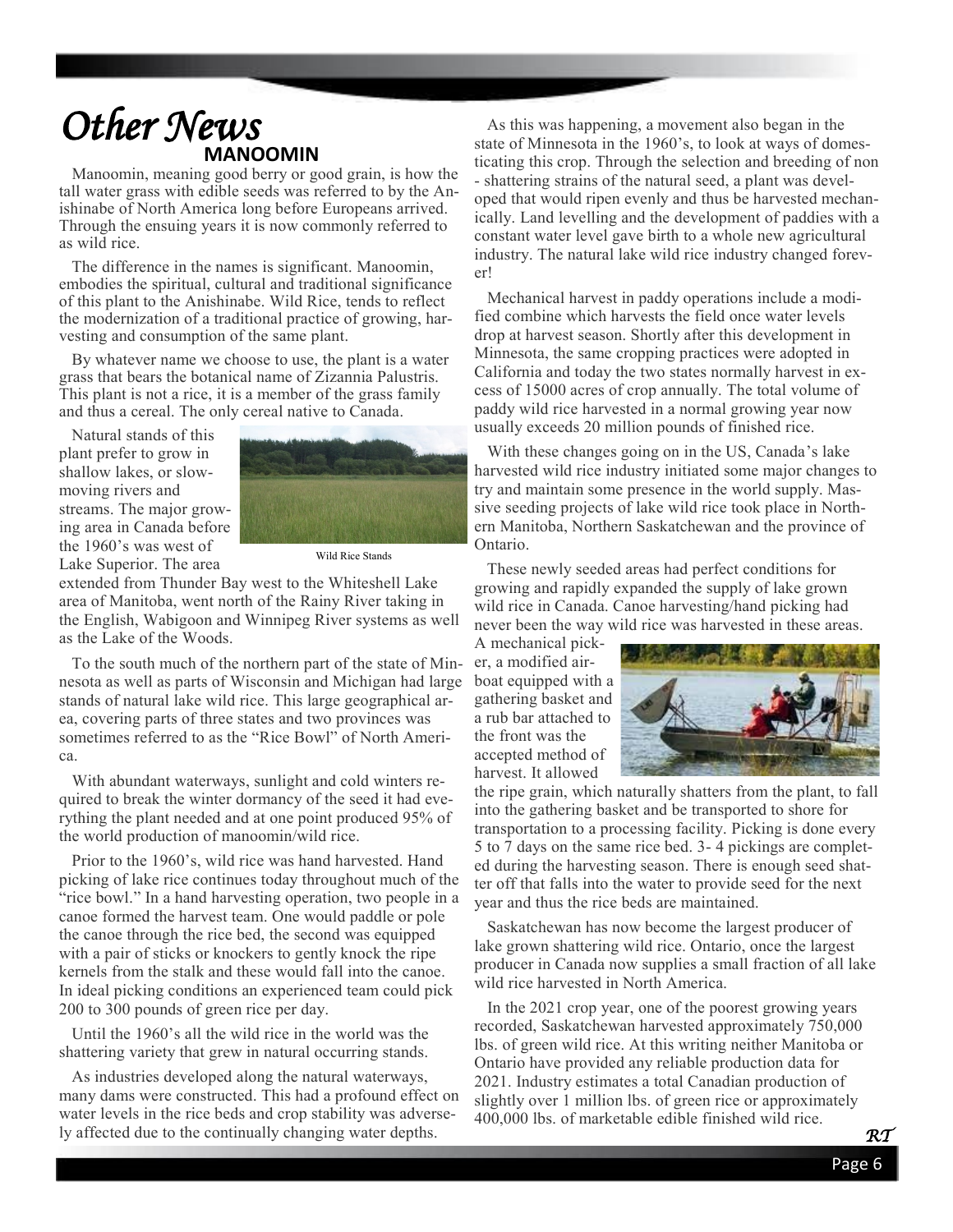# *Other News*

## MANOOMIN

Manoomin, meaning good berry or good grain, is how the tall water grass with edible seeds was referred to by the Anishinabe of North America long before Europeans arrived. Through the ensuing years it is now commonly referred to as wild rice.

The difference in the names is significant. Manoomin, embodies the spiritual, cultural and traditional significance of this plant to the Anishinabe. Wild Rice, tends to reflect the modernization of a traditional practice of growing, harvesting and consumption of the same plant.

By whatever name we choose to use, the plant is a water grass that bears the botanical name of Zizannia Palustris. This plant is not a rice, it is a member of the grass family and thus a cereal. The only cereal native to Canada.

Natural stands of this plant prefer to grow in shallow lakes, or slow-moving rivers and streams. The major growing area in Canada before the 1960's was west of Lake Superior. The area extended from Thunder Bay west to the Whiteshell Lake area of Manitoba, went north of the Rainy River taking in the English, Wabigoon and Winnipeg River systems as well as the Lake of the Woods.

Wild Rice Stands

To the south much of the northern part of the state of Minnesota as well as parts of Wisconsin and Michigan had large stands of natural lake wild rice. This large geographical area, covering parts of three states and two provinces was sometimes referred to as the "Rice Bowl" of North America.

With abundant waterways, sunlight and cold winters required to break the winter dormancy of the seed it had everything the plant needed and at one point produced 95% of the world production of manoomin/wild rice.

Prior to the 1960's, wild rice was hand harvested. Hand picking of lake rice continues today throughout much of the "rice bowl." In a hand harvesting operation, two people in a canoe formed the harvest team. One would paddle or pole the canoe through the rice bed, the second was equipped with a pair of sticks or knockers to gently knock the ripe kernels from the stalk and these would fall into the canoe. In ideal picking conditions an experienced team could pick 200 to 300 pounds of green rice per day.

Until the 1960's all the wild rice in the world was the shattering variety that grew in natural occurring stands.

As industries developed along the natural waterways, many dams were constructed. This had a profound effect on water levels in the rice beds and crop stability was adversely affected due to the continually changing water depths.

As this was happening, a movement also began in the state of Minnesota in the 1960's, to look at ways of domesticating this crop. Through the selection and breeding of non - shattering strains of the natural seed, a plant was developed that would ripen evenly and thus be harvested mechanically. Land levelling and the development of paddies with a constant water level gave birth to a whole new agricultural industry. The natural lake wild rice industry changed forever!

Mechanical harvest in paddy operations include a modified combine which harvests the field once water levels drop at harvest season. Shortly after this development in Minnesota, the same cropping practices were adopted in California and today the two states normally harvest in excess of 15000 acres of crop annually. The total volume of paddy wild rice harvested in a normal growing year now usually exceeds 20 million pounds of finished rice.

With these changes going on in the US, Canada's lake harvested wild rice industry initiated some major changes to try and maintain some presence in the world supply. Massive seeding projects of lake wild rice took place in Northern Manitoba, Northern Saskatchewan and the province of Ontario.

These newly seeded areas had perfect conditions for growing and rapidly expanded the supply of lake grown wild rice in Canada. Canoe harvesting/hand picking had never been the way wild rice was harvested in these areas. A mechanical picker, a modified airboat equipped with a gathering basket and a rub bar attached to the front was the accepted method of harvest. It allowed the ripe grain, which naturally shatters from the plant, to fall into the gathering basket and be transported to shore for transportation to a processing facility. Picking is done every 5 to 7 days on the same rice bed. 3- 4 pickings are completed during the harvesting season. There is enough seed shatter off that falls into the water to provide seed for the next year and thus the rice beds are maintained.

Saskatchewan has now become the largest producer of lake grown shattering wild rice. Ontario, once the largest producer in Canada now supplies a small fraction of all lake wild rice harvested in North America.

In the 2021 crop year, one of the poorest growing years recorded, Saskatchewan harvested approximately 750,000 lbs. of green wild rice. At this writing neither Manitoba or Ontario have provided any reliable production data for 2021. Industry estimates a total Canadian production of slightly over 1 million lbs. of green rice or approximately 400,000 lbs. of marketable edible finished wild rice.

*RT*